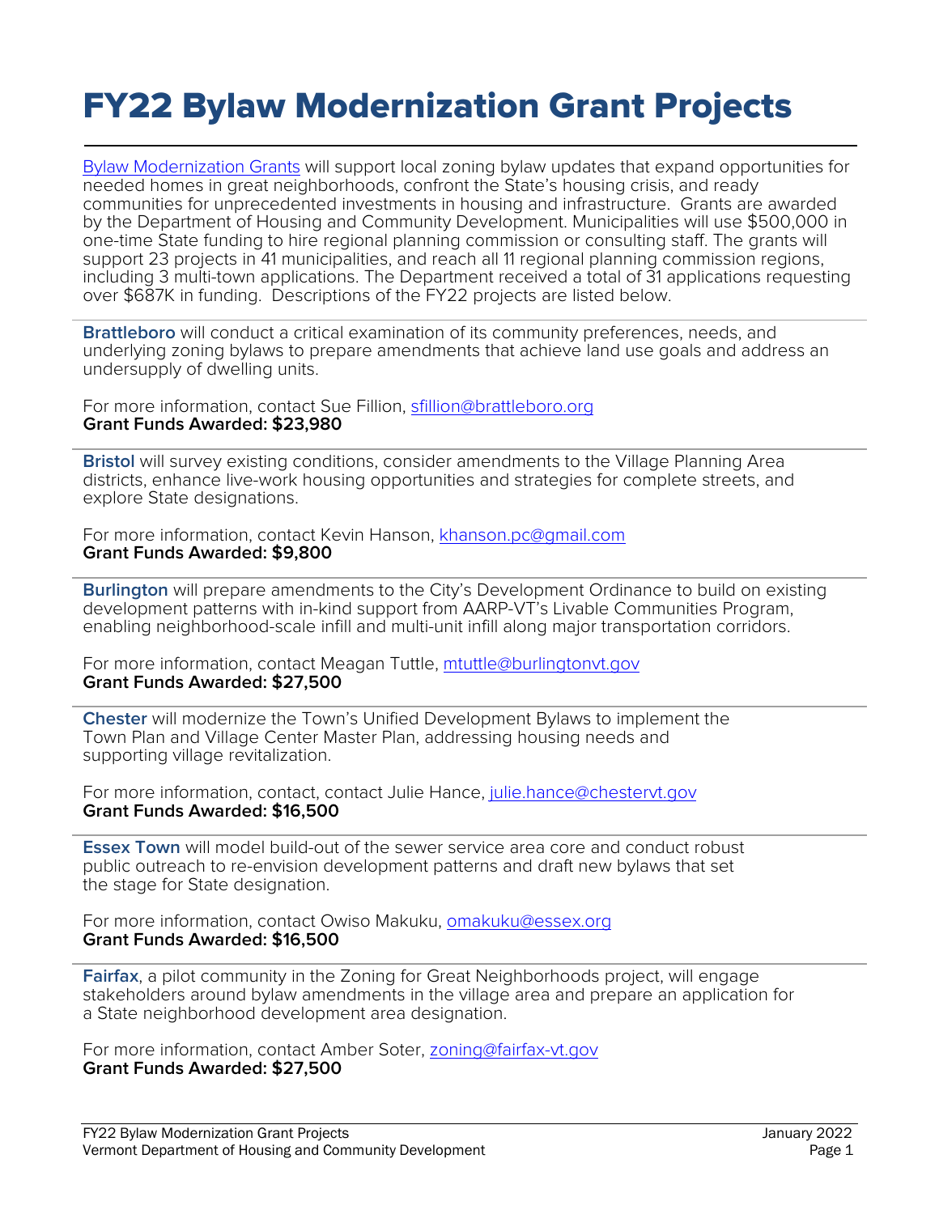# FY22 Bylaw Modernization Grant Projects

[Bylaw Modernization Grants](#) will support local zoning bylaw updates that expand opportunities for needed homes in great neighborhoods, confront the State's housing crisis, and ready communities for unprecedented investments in housing and infrastructure. Grants are awarded by the Department of Housing and Community Development. Municipalities will use $500,000 in one-time State funding to hire regional planning commission or consulting staff. The grants will support 23 projects in 41 municipalities, and reach all 11 regional planning commission regions, including 3 multi-town applications. The Department received a total of 31 applications requesting over $687K in funding. Descriptions of the FY22 projects are listed below.

---

**Brattleboro** will conduct a critical examination of its community preferences, needs, and underlying zoning bylaws to prepare amendments that achieve land use goals and address an undersupply of dwelling units.

For more information, contact Sue Fillion, sfillion@brattleboro.org
**Grant Funds Awarded: $23,980**

---

**Bristol** will survey existing conditions, consider amendments to the Village Planning Area districts, enhance live-work housing opportunities and strategies for complete streets, and explore State designations.

For more information, contact Kevin Hanson, khanson.pc@gmail.com
**Grant Funds Awarded: $9,800**

---

**Burlington** will prepare amendments to the City's Development Ordinance to build on existing development patterns with in-kind support from AARP-VT's Livable Communities Program, enabling neighborhood-scale infill and multi-unit infill along major transportation corridors.

For more information, contact Meagan Tuttle, mtuttle@burlingtonvt.gov
**Grant Funds Awarded: $27,500**

---

**Chester** will modernize the Town's Unified Development Bylaws to implement the Town Plan and Village Center Master Plan, addressing housing needs and supporting village revitalization.

For more information, contact, contact Julie Hance, julie.hance@chestervt.gov
**Grant Funds Awarded: $16,500**

---

**Essex Town** will model build-out of the sewer service area core and conduct robust public outreach to re-envision development patterns and draft new bylaws that set the stage for State designation.

For more information, contact Owiso Makuku, omakuku@essex.org
**Grant Funds Awarded: $16,500**

---

**Fairfax**, a pilot community in the Zoning for Great Neighborhoods project, will engage stakeholders around bylaw amendments in the village area and prepare an application for a State neighborhood development area designation.

For more information, contact Amber Soter, zoning@fairfax-vt.gov
**Grant Funds Awarded: $27,500**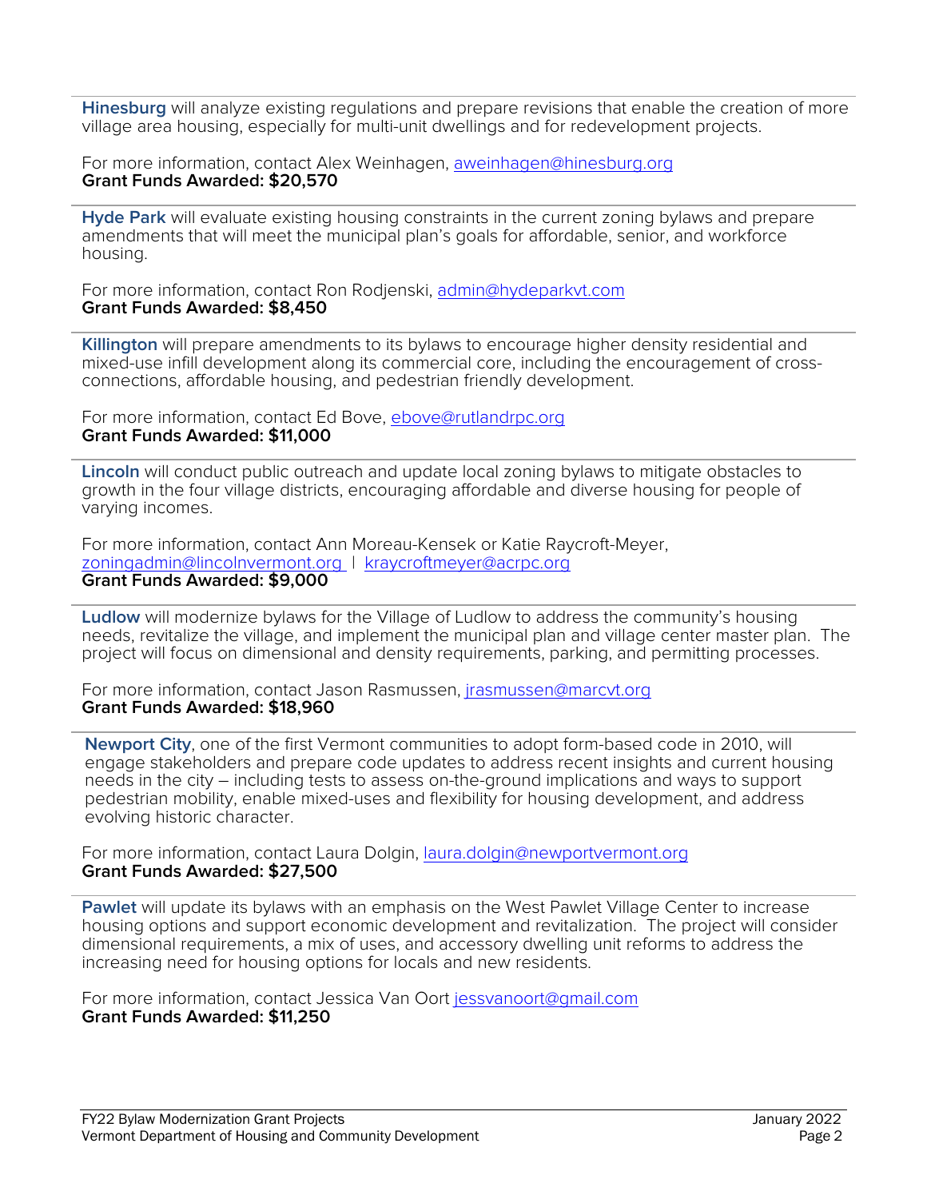**Hinesburg** will analyze existing regulations and prepare revisions that enable the creation of more village area housing, especially for multi-unit dwellings and for redevelopment projects.

For more information, contact Alex Weinhagen, aweinhagen@hinesburg.org
**Grant Funds Awarded: $20,570**

---

**Hyde Park** will evaluate existing housing constraints in the current zoning bylaws and prepare amendments that will meet the municipal plan's goals for affordable, senior, and workforce housing.

For more information, contact Ron Rodjenski, admin@hydeparkvt.com
**Grant Funds Awarded: $8,450**

---

**Killington** will prepare amendments to its bylaws to encourage higher density residential and mixed-use infill development along its commercial core, including the encouragement of cross-connections, affordable housing, and pedestrian friendly development.

For more information, contact Ed Bove, ebove@rutlandrpc.org
**Grant Funds Awarded: $11,000**

---

**Lincoln** will conduct public outreach and update local zoning bylaws to mitigate obstacles to growth in the four village districts, encouraging affordable and diverse housing for people of varying incomes.

For more information, contact Ann Moreau-Kensek or Katie Raycroft-Meyer, zoningadmin@lincolnvermont.org | kraycroftmeyer@acrpc.org
**Grant Funds Awarded: $9,000**

---

**Ludlow** will modernize bylaws for the Village of Ludlow to address the community's housing needs, revitalize the village, and implement the municipal plan and village center master plan. The project will focus on dimensional and density requirements, parking, and permitting processes.

For more information, contact Jason Rasmussen, jrasmussen@marcvt.org
**Grant Funds Awarded: $18,960**

---

**Newport City**, one of the first Vermont communities to adopt form-based code in 2010, will engage stakeholders and prepare code updates to address recent insights and current housing needs in the city – including tests to assess on-the-ground implications and ways to support pedestrian mobility, enable mixed-uses and flexibility for housing development, and address evolving historic character.

For more information, contact Laura Dolgin, laura.dolgin@newportvermont.org
**Grant Funds Awarded: $27,500**

---

**Pawlet** will update its bylaws with an emphasis on the West Pawlet Village Center to increase housing options and support economic development and revitalization. The project will consider dimensional requirements, a mix of uses, and accessory dwelling unit reforms to address the increasing need for housing options for locals and new residents.

For more information, contact Jessica Van Oort jessvanoort@gmail.com
**Grant Funds Awarded: $11,250**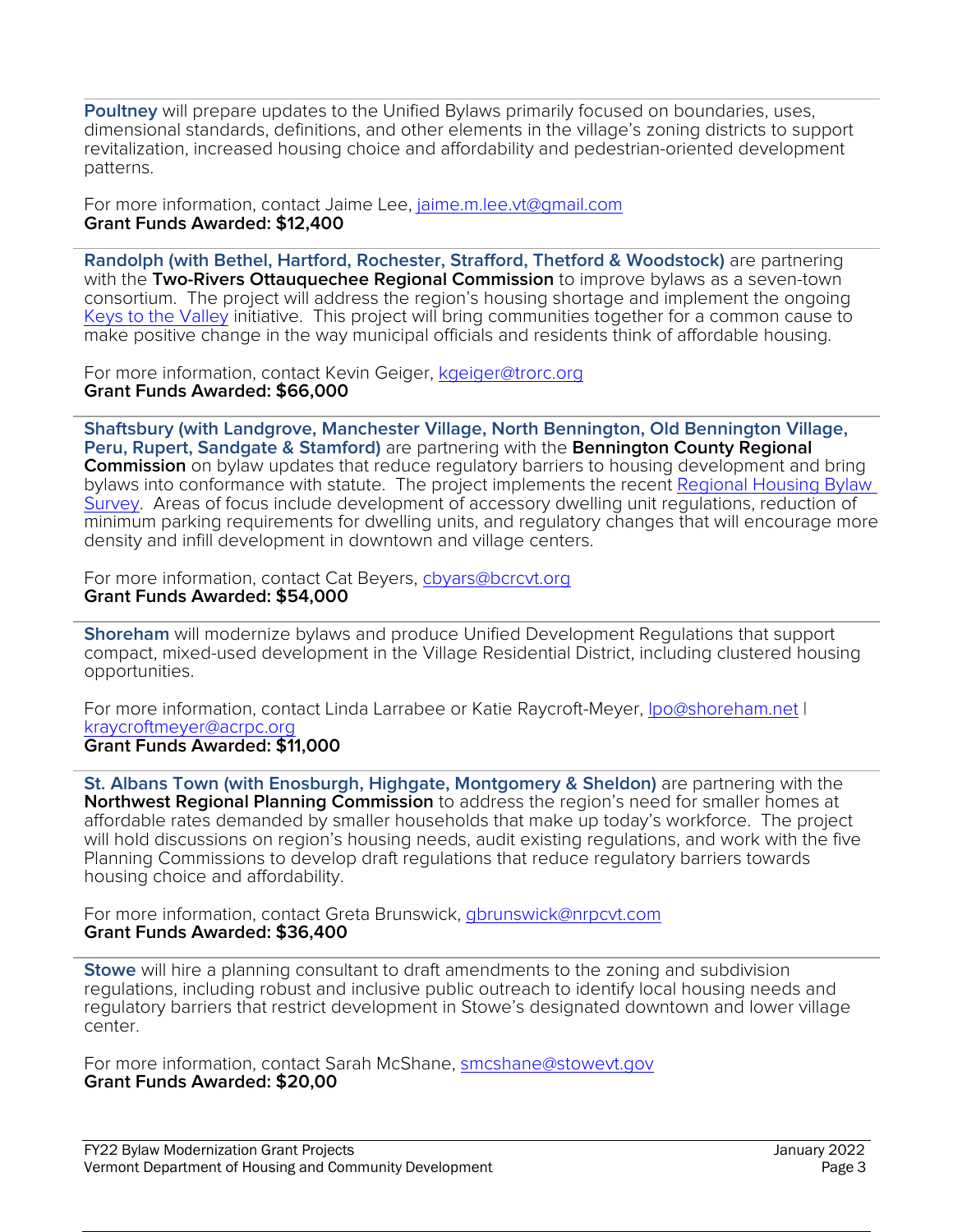**Poultney** will prepare updates to the Unified Bylaws primarily focused on boundaries, uses, dimensional standards, definitions, and other elements in the village's zoning districts to support revitalization, increased housing choice and affordability and pedestrian-oriented development patterns.

For more information, contact Jaime Lee, [jaime.m.lee.vt@gmail.com](mailto:jaime.m.lee.vt@gmail.com)
**Grant Funds Awarded: $12,400**

---

**Randolph (with Bethel, Hartford, Rochester, Strafford, Thetford & Woodstock)** are partnering with the **Two-Rivers Ottauquechee Regional Commission** to improve bylaws as a seven-town consortium. The project will address the region's housing shortage and implement the ongoing [Keys to the Valley]() initiative. This project will bring communities together for a common cause to make positive change in the way municipal officials and residents think of affordable housing.

For more information, contact Kevin Geiger, [kgeiger@trorc.org](mailto:kgeiger@trorc.org)
**Grant Funds Awarded: $66,000**

---

**Shaftsbury (with Landgrove, Manchester Village, North Bennington, Old Bennington Village, Peru, Rupert, Sandgate & Stamford)** are partnering with the **Bennington County Regional Commission** on bylaw updates that reduce regulatory barriers to housing development and bring bylaws into conformance with statute. The project implements the recent [Regional Housing Bylaw Survey](). Areas of focus include development of accessory dwelling unit regulations, reduction of minimum parking requirements for dwelling units, and regulatory changes that will encourage more density and infill development in downtown and village centers.

For more information, contact Cat Beyers, [cbyars@bcrcvt.org](mailto:cbyars@bcrcvt.org)
**Grant Funds Awarded: $54,000**

---

**Shoreham** will modernize bylaws and produce Unified Development Regulations that support compact, mixed-used development in the Village Residential District, including clustered housing opportunities.

For more information, contact Linda Larrabee or Katie Raycroft-Meyer, [lpo@shoreham.net](mailto:lpo@shoreham.net) | [kraycroftmeyer@acrpc.org](mailto:kraycroftmeyer@acrpc.org)
**Grant Funds Awarded: $11,000**

---

**St. Albans Town (with Enosburgh, Highgate, Montgomery & Sheldon)** are partnering with the **Northwest Regional Planning Commission** to address the region's need for smaller homes at affordable rates demanded by smaller households that make up today's workforce. The project will hold discussions on region's housing needs, audit existing regulations, and work with the five Planning Commissions to develop draft regulations that reduce regulatory barriers towards housing choice and affordability.

For more information, contact Greta Brunswick, [gbrunswick@nrpcvt.com](mailto:gbrunswick@nrpcvt.com)
**Grant Funds Awarded: $36,400**

---

**Stowe** will hire a planning consultant to draft amendments to the zoning and subdivision regulations, including robust and inclusive public outreach to identify local housing needs and regulatory barriers that restrict development in Stowe's designated downtown and lower village center.

For more information, contact Sarah McShane, [smcshane@stowevt.gov](mailto:smcshane@stowevt.gov)
**Grant Funds Awarded: $20,00**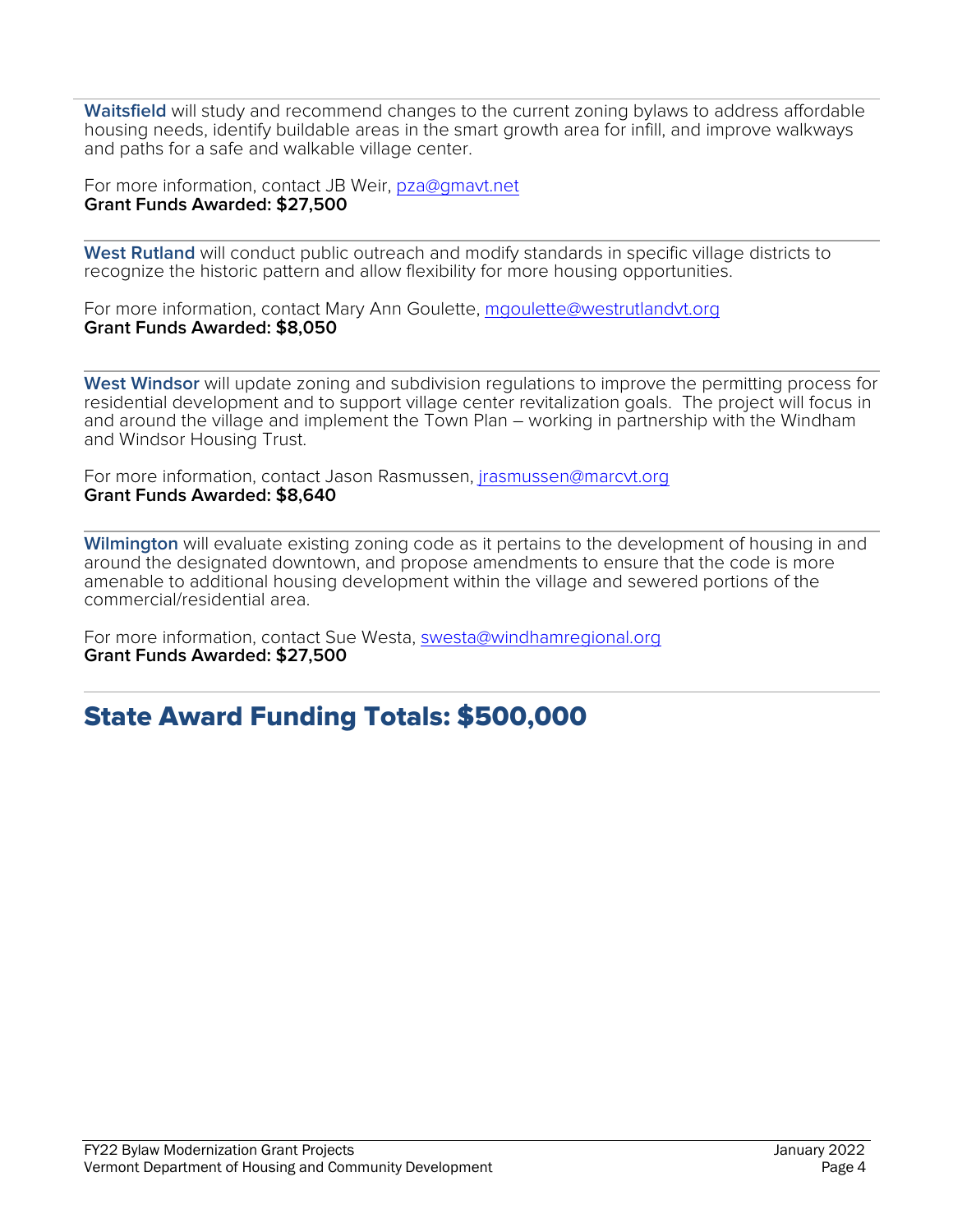**Waitsfield** will study and recommend changes to the current zoning bylaws to address affordable housing needs, identify buildable areas in the smart growth area for infill, and improve walkways and paths for a safe and walkable village center.

For more information, contact JB Weir, pza@gmavt.net
**Grant Funds Awarded: $27,500**

---

**West Rutland** will conduct public outreach and modify standards in specific village districts to recognize the historic pattern and allow flexibility for more housing opportunities.

For more information, contact Mary Ann Goulette, mgoulette@westrutlandvt.org
**Grant Funds Awarded: $8,050**

---

**West Windsor** will update zoning and subdivision regulations to improve the permitting process for residential development and to support village center revitalization goals. The project will focus in and around the village and implement the Town Plan – working in partnership with the Windham and Windsor Housing Trust.

For more information, contact Jason Rasmussen, jrasmussen@marcvt.org
**Grant Funds Awarded: $8,640**

---

**Wilmington** will evaluate existing zoning code as it pertains to the development of housing in and around the designated downtown, and propose amendments to ensure that the code is more amenable to additional housing development within the village and sewered portions of the commercial/residential area.

For more information, contact Sue Westa, swesta@windhamregional.org
**Grant Funds Awarded: $27,500**

---

## State Award Funding Totals: $500,000